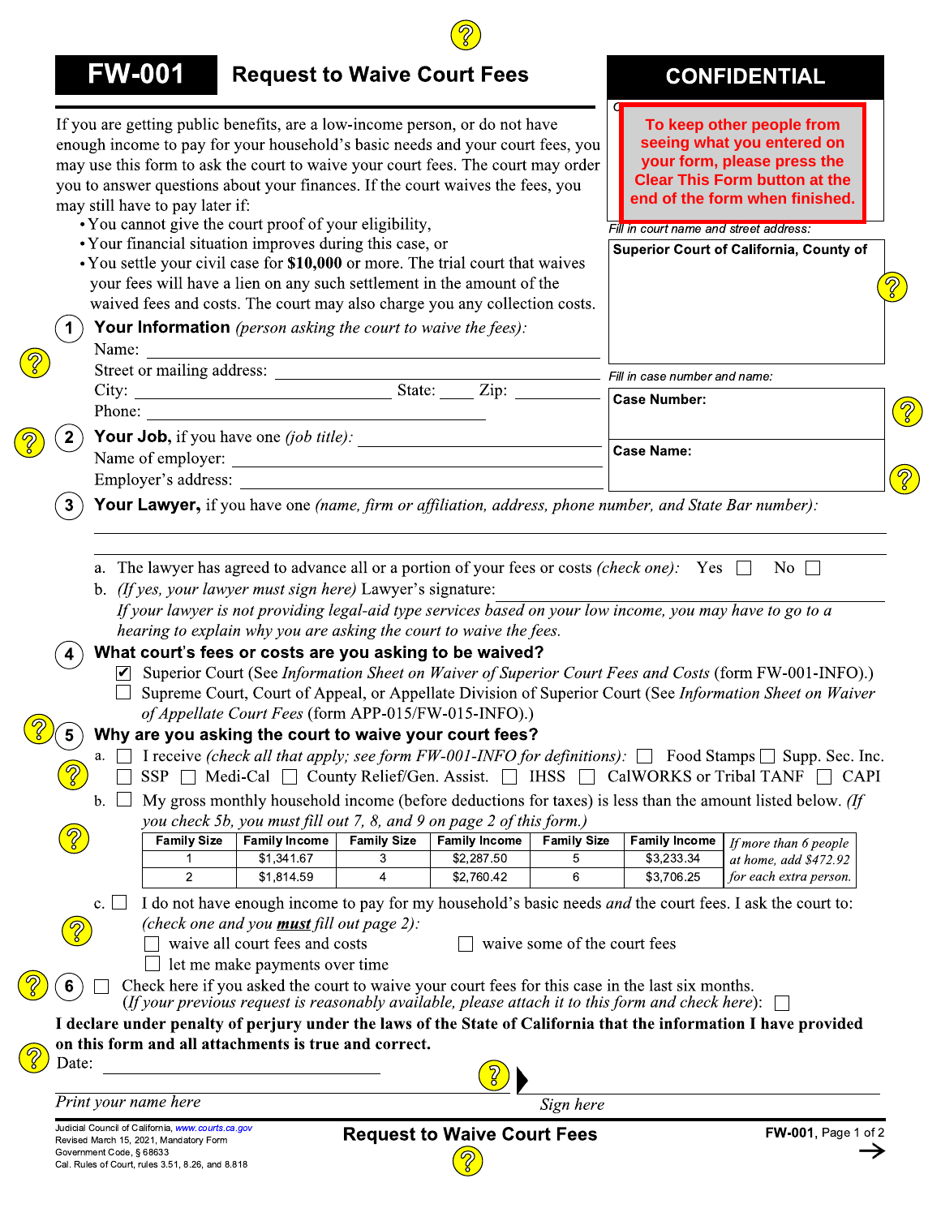# FW-001 Request to Waive Court Fees

**CONFIDENTIAL**

**To keep other people from seeing what you entered on your form, please press the Clear This Form button at the end of the form when finished.**

*Fill in court name and street address:*

**Superior Court of California, County of**

*Fill in case number and name:*

**Case Number:**

**Case Name:**

If you are getting public benefits, are a low-income person, or do not have enough income to pay for your household's basic needs and your court fees, you may use this form to ask the court to waive your court fees. The court may order you to answer questions about your finances. If the court waives the fees, you may still have to pay later if:

- You cannot give the court proof of your eligibility,
- Your financial situation improves during this case, or
- You settle your civil case for **$10,000** or more. The trial court that waives your fees will have a lien on any such settlement in the amount of the waived fees and costs. The court may also charge you any collection costs.

**1** **Your Information** *(person asking the court to waive the fees):*

Name: ______________________

Street or mailing address: ______________________

City: ______________ State: ____ Zip: ________

Phone: ______________________

**2** **Your Job,** if you have one *(job title):* ______________________

Name of employer: ______________________

Employer's address: ______________________

**3** **Your Lawyer,** if you have one *(name, firm or affiliation, address, phone number, and State Bar number):*

______________________

a. The lawyer has agreed to advance all or a portion of your fees or costs *(check one):* Yes ☐ No ☐

b. *(If yes, your lawyer must sign here)* Lawyer's signature: ______________________

*If your lawyer is not providing legal-aid type services based on your low income, you may have to go to a hearing to explain why you are asking the court to waive the fees.*

**4** **What court's fees or costs are you asking to be waived?**

☑ Superior Court (See *Information Sheet on Waiver of Superior Court Fees and Costs* (form FW-001-INFO).)

☐ Supreme Court, Court of Appeal, or Appellate Division of Superior Court (See *Information Sheet on Waiver of Appellate Court Fees* (form APP-015/FW-015-INFO).)

**5** **Why are you asking the court to waive your court fees?**

a. ☐ I receive *(check all that apply; see form FW-001-INFO for definitions):* ☐ Food Stamps ☐ Supp. Sec. Inc. ☐ SSP ☐ Medi-Cal ☐ County Relief/Gen. Assist. ☐ IHSS ☐ CalWORKS or Tribal TANF ☐ CAPI

b. ☐ My gross monthly household income (before deductions for taxes) is less than the amount listed below. *(If you check 5b, you must fill out 7, 8, and 9 on page 2 of this form.)*

| Family Size | Family Income | Family Size | Family Income | Family Size | Family Income | |
|---|---|---|---|---|---|---|
| 1 | $1,341.67 | 3 | $2,287.50 | 5 | $3,233.34 | *If more than 6 people at home, add $472.92 for each extra person.* |
| 2 | $1,814.59 | 4 | $2,760.42 | 6 | $3,706.25 | |

c. ☐ I do not have enough income to pay for my household's basic needs *and* the court fees. I ask the court to: *(check one and you **must** fill out page 2):*

☐ waive all court fees and costs ☐ waive some of the court fees

☐ let me make payments over time

**6** ☐ Check here if you asked the court to waive your court fees for this case in the last six months. (*If your previous request is reasonably available, please attach it to this form and check here*): ☐

**I declare under penalty of perjury under the laws of the State of California that the information I have provided on this form and all attachments is true and correct.**

Date: ______________________

______________________ ______________________

*Print your name here* *Sign here*

Judicial Council of California, www.courts.ca.gov
Revised March 15, 2021, Mandatory Form
Government Code, § 68633
Cal. Rules of Court, rules 3.51, 8.26, and 8.818

**Request to Waive Court Fees**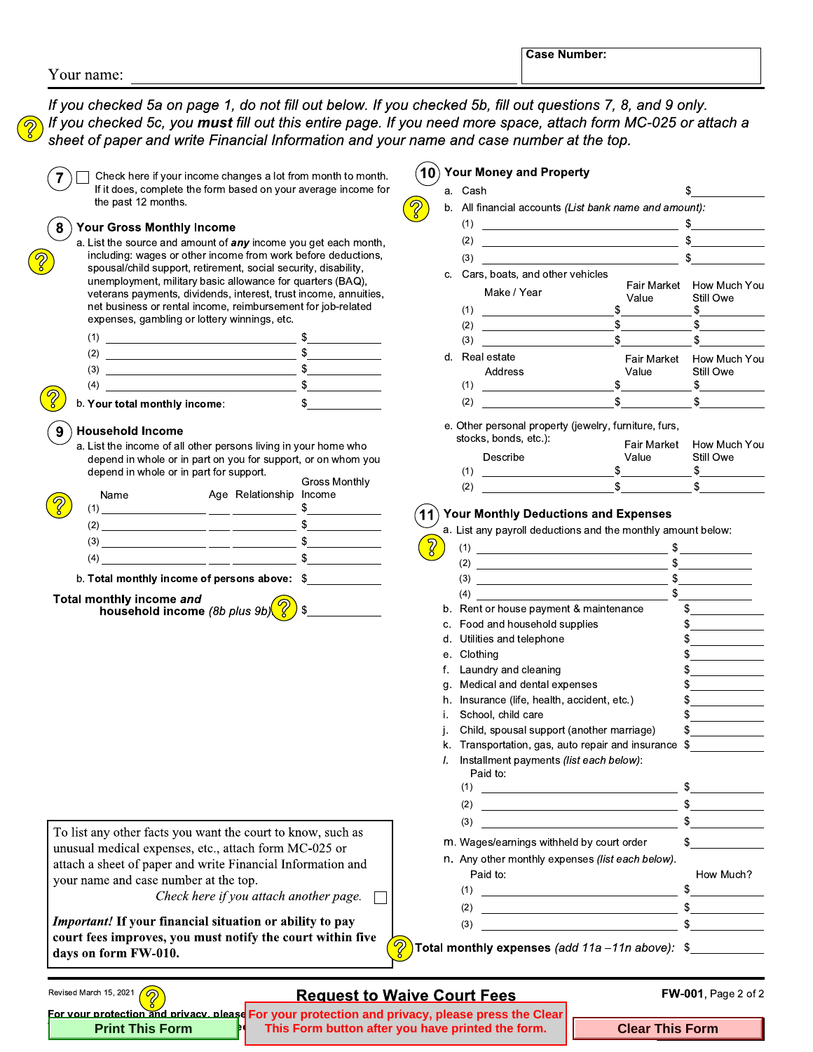Your name: ______________________________

**Case Number:**

*If you checked 5a on page 1, do not fill out below. If you checked 5b, fill out questions 7, 8, and 9 only. If you checked 5c, you **must** fill out this entire page. If you need more space, attach form MC-025 or attach a sheet of paper and write Financial Information and your name and case number at the top.*

**7** ☐ Check here if your income changes a lot from month to month. If it does, complete the form based on your average income for the past 12 months.

## 8 Your Gross Monthly Income

a. List the source and amount of ***any*** income you get each month, including: wages or other income from work before deductions, spousal/child support, retirement, social security, disability, unemployment, military basic allowance for quarters (BAQ), veterans payments, dividends, interest, trust income, annuities, net business or rental income, reimbursement for job-related expenses, gambling or lottery winnings, etc.

(1) ______________________ $__________
(2) ______________________ $__________
(3) ______________________ $__________
(4) ______________________ $__________

b. **Your total monthly income**: $__________

## 9 Household Income

a. List the income of all other persons living in your home who depend in whole or in part on you for support, or on whom you depend in whole or in part for support.

| | Name | Age | Relationship | Gross Monthly Income |
|---|---|---|---|---|
| (1) | | | | $ |
| (2) | | | | $ |
| (3) | | | | $ |
| (4) | | | | $ |

b. **Total monthly income of persons above:** $__________

**Total monthly income *and* household income** *(8b plus 9b)*: $__________

## 10 Your Money and Property

a. Cash $__________

b. All financial accounts *(List bank name and amount)*:

(1) ______________________ $__________
(2) ______________________ $__________
(3) ______________________ $__________

c. Cars, boats, and other vehicles

| | Make / Year | Fair Market Value | How Much You Still Owe |
|---|---|---|---|
| (1) | | $ | $ |
| (2) | | $ | $ |
| (3) | | $ | $ |

d. Real estate

| | Address | Fair Market Value | How Much You Still Owe |
|---|---|---|---|
| (1) | | $ | $ |
| (2) | | $ | $ |

e. Other personal property (jewelry, furniture, furs, stocks, bonds, etc.):

| | Describe | Fair Market Value | How Much You Still Owe |
|---|---|---|---|
| (1) | | $ | $ |
| (2) | | $ | $ |

## 11 Your Monthly Deductions and Expenses

a. List any payroll deductions and the monthly amount below:

(1) ______________________ $__________
(2) ______________________ $__________
(3) ______________________ $__________
(4) ______________________ $__________

b. Rent or house payment & maintenance $__________
c. Food and household supplies $__________
d. Utilities and telephone $__________
e. Clothing $__________
f. Laundry and cleaning $__________
g. Medical and dental expenses $__________
h. Insurance (life, health, accident, etc.) $__________
i. School, child care $__________
j. Child, spousal support (another marriage) $__________
k. Transportation, gas, auto repair and insurance $__________
l. Installment payments *(list each below)*:
Paid to:
(1) ______________________ $__________
(2) ______________________ $__________
(3) ______________________ $__________

m. Wages/earnings withheld by court order $__________

n. Any other monthly expenses *(list each below)*.

| | Paid to: | How Much? |
|---|---|---|
| (1) | | $ |
| (2) | | $ |
| (3) | | $ |

**Total monthly expenses** *(add 11a –11n above)*: $__________

To list any other facts you want the court to know, such as unusual medical expenses, etc., attach form MC-025 or attach a sheet of paper and write Financial Information and your name and case number at the top.

*Check here if you attach another page.* ☐

***Important!*** **If your financial situation or ability to pay court fees improves, you must notify the court within five days on form FW-010.**

Revised March 15, 2021

**Request to Waive Court Fees**

**FW-001**, Page 2 of 2

For your protection and privacy, please press the Clear This Form button after you have printed the form.

Print This Form | Clear This Form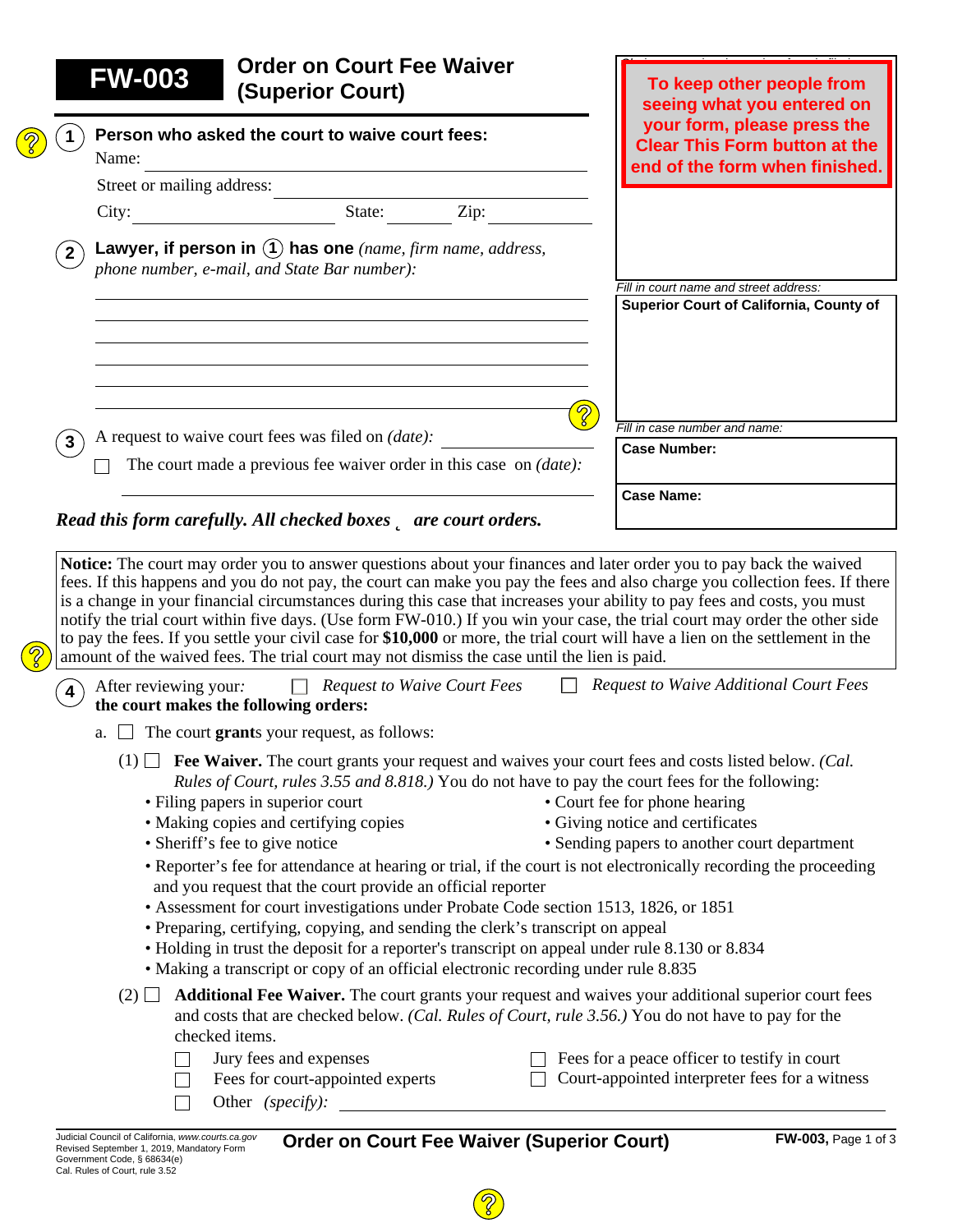# FW-003 Order on Court Fee Waiver (Superior Court)

**To keep other people from seeing what you entered on your form, please press the Clear This Form button at the end of the form when finished.**

*Fill in court name and street address:*

**Superior Court of California, County of**

*Fill in case number and name:*

**Case Number:**

**Case Name:**

**1** **Person who asked the court to waive court fees:**

Name: ______________________

Street or mailing address: ______________________

City: ______________ State: ________ Zip: ________

**2** **Lawyer, if person in (1) has one** *(name, firm name, address, phone number, e-mail, and State Bar number):*

______________________

**3** A request to waive court fees was filed on *(date):* ______________

☐ The court made a previous fee waiver order in this case on *(date):* ______________

***Read this form carefully. All checked boxes are court orders.***

**Notice:** The court may order you to answer questions about your finances and later order you to pay back the waived fees. If this happens and you do not pay, the court can make you pay the fees and also charge you collection fees. If there is a change in your financial circumstances during this case that increases your ability to pay fees and costs, you must notify the trial court within five days. (Use form FW-010.) If you win your case, the trial court may order the other side to pay the fees. If you settle your civil case for **$10,000** or more, the trial court will have a lien on the settlement in the amount of the waived fees. The trial court may not dismiss the case until the lien is paid.

**4** After reviewing your*:* ☐ *Request to Waive Court Fees* ☐ *Request to Waive Additional Court Fees*
**the court makes the following orders:**

a. ☐ The court **grant**s your request, as follows:

(1) ☐ **Fee Waiver.** The court grants your request and waives your court fees and costs listed below. *(Cal. Rules of Court, rules 3.55 and 8.818.)* You do not have to pay the court fees for the following:

- Filing papers in superior court
- Making copies and certifying copies
- Sheriff's fee to give notice
- Court fee for phone hearing
- Giving notice and certificates
- Sending papers to another court department
- Reporter's fee for attendance at hearing or trial, if the court is not electronically recording the proceeding and you request that the court provide an official reporter
- Assessment for court investigations under Probate Code section 1513, 1826, or 1851
- Preparing, certifying, copying, and sending the clerk's transcript on appeal
- Holding in trust the deposit for a reporter's transcript on appeal under rule 8.130 or 8.834
- Making a transcript or copy of an official electronic recording under rule 8.835

(2) ☐ **Additional Fee Waiver.** The court grants your request and waives your additional superior court fees and costs that are checked below. *(Cal. Rules of Court, rule 3.56.)* You do not have to pay for the checked items.

☐ Jury fees and expenses
☐ Fees for court-appointed experts
☐ Fees for a peace officer to testify in court
☐ Court-appointed interpreter fees for a witness
☐ Other *(specify):* ______________________

Judicial Council of California, www.courts.ca.gov
Revised September 1, 2019, Mandatory Form
Government Code, § 68634(e)
Cal. Rules of Court, rule 3.52

**Order on Court Fee Waiver (Superior Court)**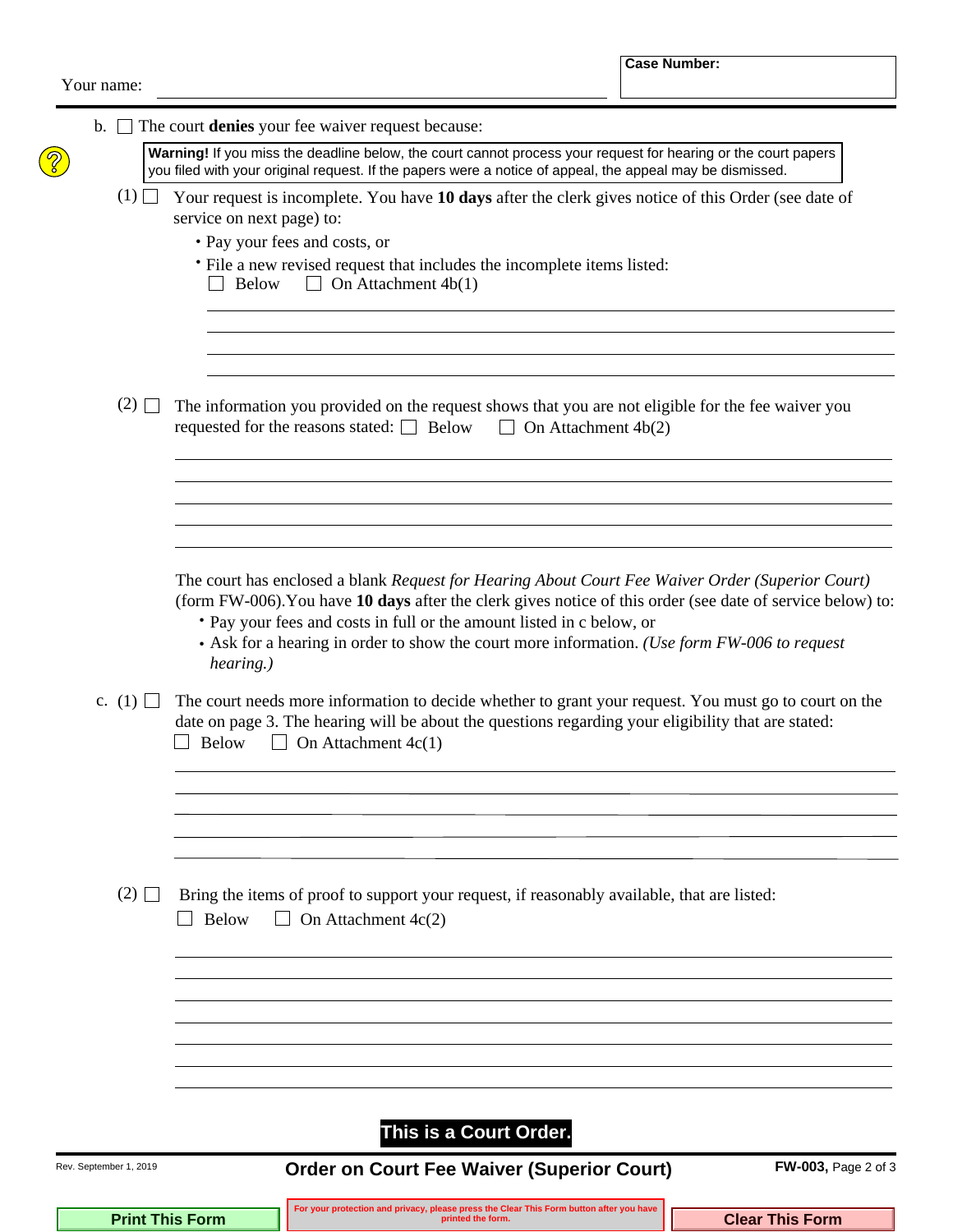Your name: ______________________________ 

**Case Number:**

b. ☐ The court **denies** your fee waiver request because:

> **Warning!** If you miss the deadline below, the court cannot process your request for hearing or the court papers you filed with your original request. If the papers were a notice of appeal, the appeal may be dismissed.

(1) ☐ Your request is incomplete. You have **10 days** after the clerk gives notice of this Order (see date of service on next page) to:

- Pay your fees and costs, or
- File a new revised request that includes the incomplete items listed:
  ☐ Below ☐ On Attachment 4b(1)

_______________________________________________

_______________________________________________

_______________________________________________

_______________________________________________

(2) ☐ The information you provided on the request shows that you are not eligible for the fee waiver you requested for the reasons stated: ☐ Below ☐ On Attachment 4b(2)

_______________________________________________

_______________________________________________

_______________________________________________

_______________________________________________

_______________________________________________

The court has enclosed a blank *Request for Hearing About Court Fee Waiver Order (Superior Court)* (form FW-006).You have **10 days** after the clerk gives notice of this order (see date of service below) to:

- Pay your fees and costs in full or the amount listed in c below, or
- Ask for a hearing in order to show the court more information. *(Use form FW-006 to request hearing.)*

c. (1) ☐ The court needs more information to decide whether to grant your request. You must go to court on the date on page 3. The hearing will be about the questions regarding your eligibility that are stated:
☐ Below ☐ On Attachment 4c(1)

_______________________________________________

_______________________________________________

_______________________________________________

_______________________________________________

_______________________________________________

(2) ☐ Bring the items of proof to support your request, if reasonably available, that are listed:
☐ Below ☐ On Attachment 4c(2)

_______________________________________________

_______________________________________________

_______________________________________________

_______________________________________________

_______________________________________________

_______________________________________________

_______________________________________________

**This is a Court Order.**

Rev. September 1, 2019 **Order on Court Fee Waiver (Superior Court)** **FW-003,** Page 2 of 3

Print This Form | For your protection and privacy, please press the Clear This Form button after you have printed the form. | Clear This Form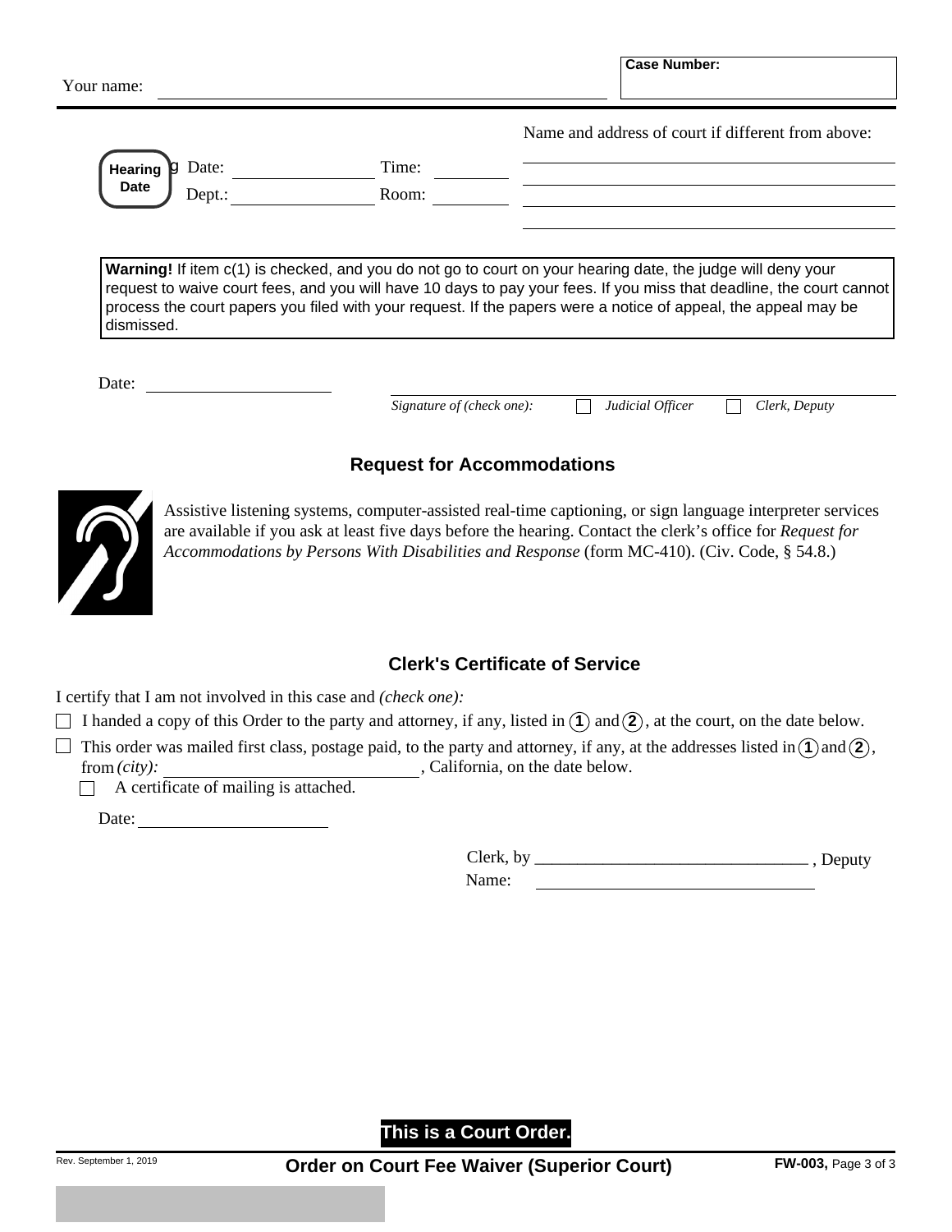Your name: ______________________________

**Case Number:**

Name and address of court if different from above:

______________________________

______________________________

______________________________

______________________________

**Hearing Date** Date: ____________ Time: ________

Dept.: ____________ Room: ________

**Warning!** If item c(1) is checked, and you do not go to court on your hearing date, the judge will deny your request to waive court fees, and you will have 10 days to pay your fees. If you miss that deadline, the court cannot process the court papers you filed with your request. If the papers were a notice of appeal, the appeal may be dismissed.

Date: ____________________

______________________________

*Signature of (check one):* ☐ *Judicial Officer* ☐ *Clerk, Deputy*

## Request for Accommodations

Assistive listening systems, computer-assisted real-time captioning, or sign language interpreter services are available if you ask at least five days before the hearing. Contact the clerk's office for *Request for Accommodations by Persons With Disabilities and Response* (form MC-410). (Civ. Code, § 54.8.)

## Clerk's Certificate of Service

I certify that I am not involved in this case and *(check one):*

☐ I handed a copy of this Order to the party and attorney, if any, listed in (1) and (2), at the court, on the date below.

☐ This order was mailed first class, postage paid, to the party and attorney, if any, at the addresses listed in (1) and (2), from *(city):* ____________________, California, on the date below.

☐ A certificate of mailing is attached.

Date: ____________________

Clerk, by ______________________________, Deputy

Name: ______________________________

**This is a Court Order.**

Rev. September 1, 2019 **Order on Court Fee Waiver (Superior Court)** **FW-003,** Page 3 of 3